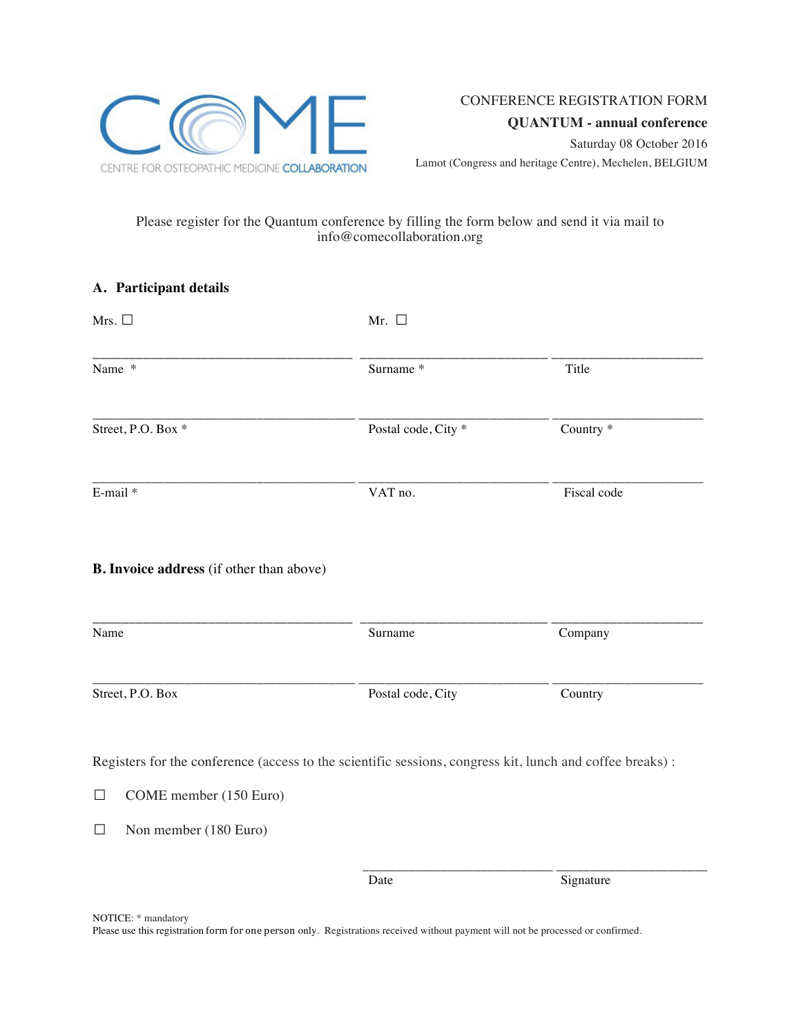COME

CENTRE FOR OSTEOPATHIC MEDICINE COLLABORATION

CONFERENCE REGISTRATION FORM

**QUANTUM - annual conference**

Saturday 08 October 2016

Lamot (Congress and heritage Centre), Mechelen, BELGIUM

Please register for the Quantum conference by filling the form below and send it via mail to info@comecollaboration.org

## A. Participant details

Mrs. ☐ Mr. ☐

| | | |
|---|---|---|
| Name * | Surname * | Title |
| Street, P.O. Box * | Postal code, City * | Country * |
| E-mail * | VAT no. | Fiscal code |

## B. Invoice address (if other than above)

| | | |
|---|---|---|
| Name | Surname | Company |
| Street, P.O. Box | Postal code, City | Country |

Registers for the conference (access to the scientific sessions, congress kit, lunch and coffee breaks) :

☐ COME member (150 Euro)

☐ Non member (180 Euro)

| | |
|---|---|
| Date | Signature |

NOTICE: * mandatory
Please use this registration form for one person only. Registrations received without payment will not be processed or confirmed.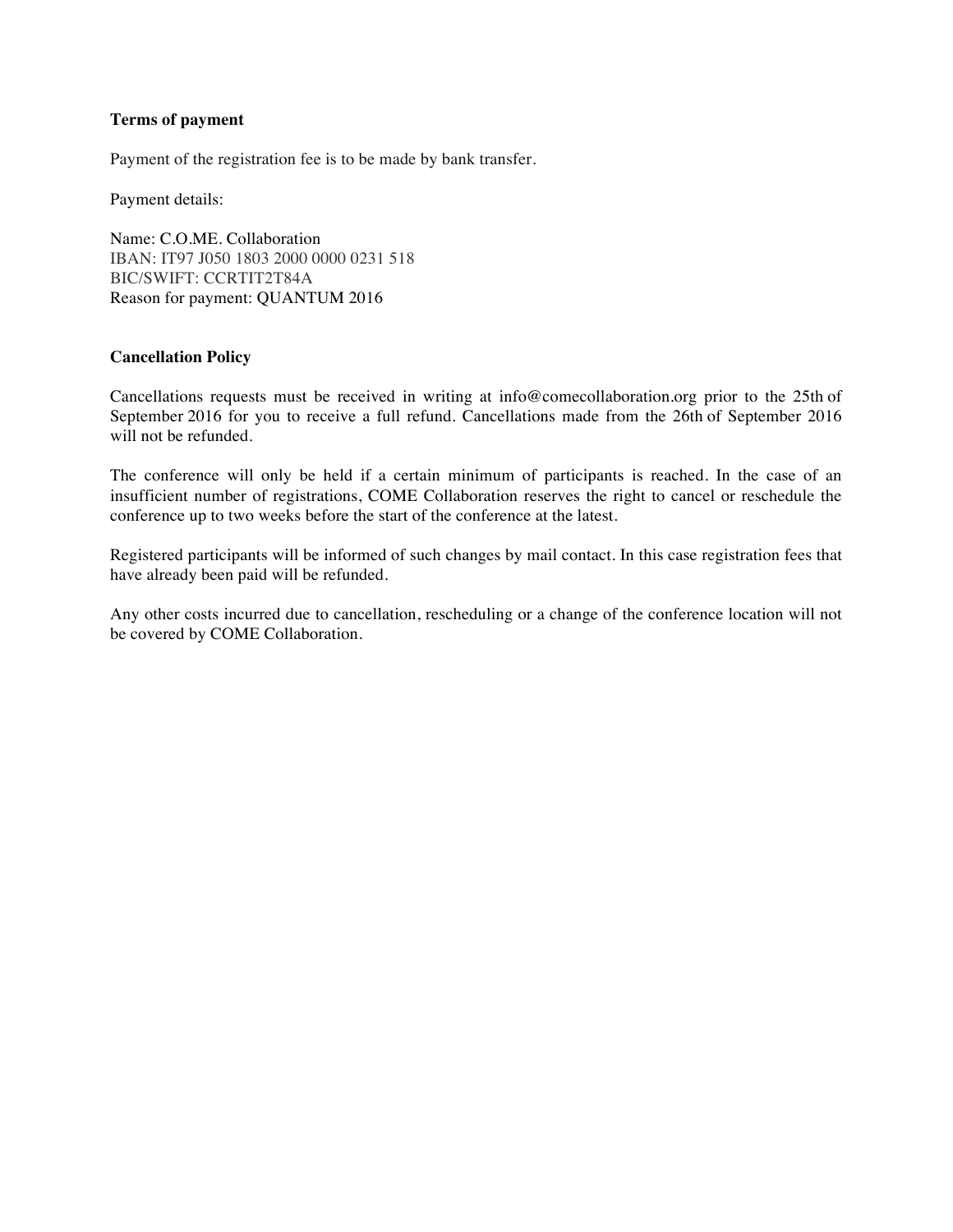**Terms of payment**

Payment of the registration fee is to be made by bank transfer.

Payment details:

Name: C.O.ME. Collaboration
IBAN: IT97 J050 1803 2000 0000 0231 518
BIC/SWIFT: CCRTIT2T84A
Reason for payment: QUANTUM 2016

**Cancellation Policy**

Cancellations requests must be received in writing at info@comecollaboration.org prior to the 25th of September 2016 for you to receive a full refund. Cancellations made from the 26th of September 2016 will not be refunded.

The conference will only be held if a certain minimum of participants is reached. In the case of an insufficient number of registrations, COME Collaboration reserves the right to cancel or reschedule the conference up to two weeks before the start of the conference at the latest.

Registered participants will be informed of such changes by mail contact. In this case registration fees that have already been paid will be refunded.

Any other costs incurred due to cancellation, rescheduling or a change of the conference location will not be covered by COME Collaboration.